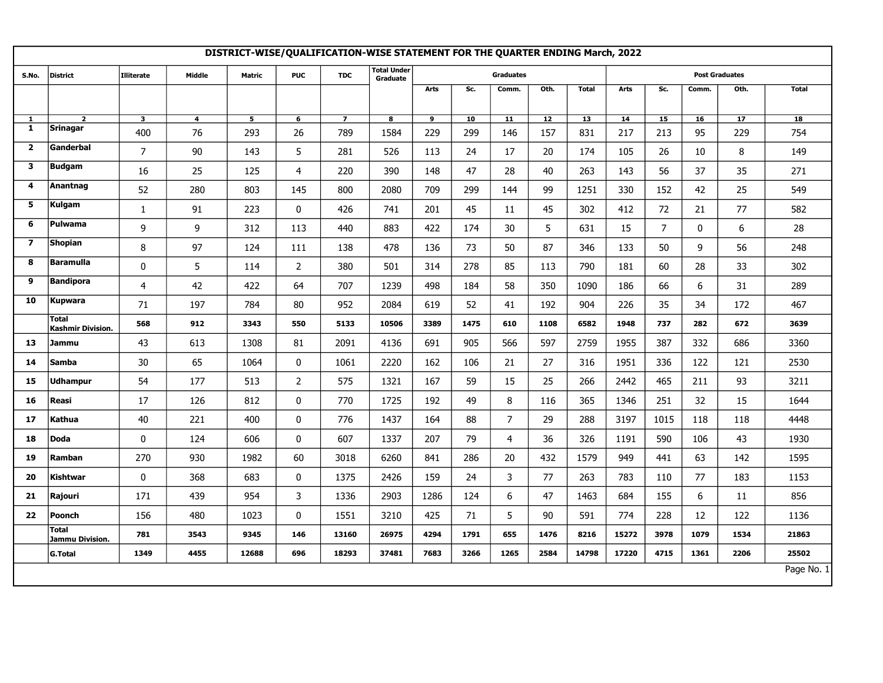## DISTRICT-WISE/QUALIFICATION-WISE STATEMENT FOR THE QUARTER ENDING March, 2022

| S.No. | District | Illiterate | Middle | Matric | PUC | TDC | Total Under Graduate | Graduates | | | | | Post Graduates | | | | |
|---|---|---|---|---|---|---|---|---|---|---|---|---|---|---|---|---|---|
| | | | | | | | | Arts | Sc. | Comm. | Oth. | Total | Arts | Sc. | Comm. | Oth. | Total |
| 1 | 2 | 3 | 4 | 5 | 6 | 7 | 8 | 9 | 10 | 11 | 12 | 13 | 14 | 15 | 16 | 17 | 18 |
| 1 | Srinagar | 400 | 76 | 293 | 26 | 789 | 1584 | 229 | 299 | 146 | 157 | 831 | 217 | 213 | 95 | 229 | 754 |
| 2 | Ganderbal | 7 | 90 | 143 | 5 | 281 | 526 | 113 | 24 | 17 | 20 | 174 | 105 | 26 | 10 | 8 | 149 |
| 3 | Budgam | 16 | 25 | 125 | 4 | 220 | 390 | 148 | 47 | 28 | 40 | 263 | 143 | 56 | 37 | 35 | 271 |
| 4 | Anantnag | 52 | 280 | 803 | 145 | 800 | 2080 | 709 | 299 | 144 | 99 | 1251 | 330 | 152 | 42 | 25 | 549 |
| 5 | Kulgam | 1 | 91 | 223 | 0 | 426 | 741 | 201 | 45 | 11 | 45 | 302 | 412 | 72 | 21 | 77 | 582 |
| 6 | Pulwama | 9 | 9 | 312 | 113 | 440 | 883 | 422 | 174 | 30 | 5 | 631 | 15 | 7 | 0 | 6 | 28 |
| 7 | Shopian | 8 | 97 | 124 | 111 | 138 | 478 | 136 | 73 | 50 | 87 | 346 | 133 | 50 | 9 | 56 | 248 |
| 8 | Baramulla | 0 | 5 | 114 | 2 | 380 | 501 | 314 | 278 | 85 | 113 | 790 | 181 | 60 | 28 | 33 | 302 |
| 9 | Bandipora | 4 | 42 | 422 | 64 | 707 | 1239 | 498 | 184 | 58 | 350 | 1090 | 186 | 66 | 6 | 31 | 289 |
| 10 | Kupwara | 71 | 197 | 784 | 80 | 952 | 2084 | 619 | 52 | 41 | 192 | 904 | 226 | 35 | 34 | 172 | 467 |
| | **Total Kashmir Division.** | **568** | **912** | **3343** | **550** | **5133** | **10506** | **3389** | **1475** | **610** | **1108** | **6582** | **1948** | **737** | **282** | **672** | **3639** |
| 13 | Jammu | 43 | 613 | 1308 | 81 | 2091 | 4136 | 691 | 905 | 566 | 597 | 2759 | 1955 | 387 | 332 | 686 | 3360 |
| 14 | Samba | 30 | 65 | 1064 | 0 | 1061 | 2220 | 162 | 106 | 21 | 27 | 316 | 1951 | 336 | 122 | 121 | 2530 |
| 15 | Udhampur | 54 | 177 | 513 | 2 | 575 | 1321 | 167 | 59 | 15 | 25 | 266 | 2442 | 465 | 211 | 93 | 3211 |
| 16 | Reasi | 17 | 126 | 812 | 0 | 770 | 1725 | 192 | 49 | 8 | 116 | 365 | 1346 | 251 | 32 | 15 | 1644 |
| 17 | Kathua | 40 | 221 | 400 | 0 | 776 | 1437 | 164 | 88 | 7 | 29 | 288 | 3197 | 1015 | 118 | 118 | 4448 |
| 18 | Doda | 0 | 124 | 606 | 0 | 607 | 1337 | 207 | 79 | 4 | 36 | 326 | 1191 | 590 | 106 | 43 | 1930 |
| 19 | Ramban | 270 | 930 | 1982 | 60 | 3018 | 6260 | 841 | 286 | 20 | 432 | 1579 | 949 | 441 | 63 | 142 | 1595 |
| 20 | Kishtwar | 0 | 368 | 683 | 0 | 1375 | 2426 | 159 | 24 | 3 | 77 | 263 | 783 | 110 | 77 | 183 | 1153 |
| 21 | Rajouri | 171 | 439 | 954 | 3 | 1336 | 2903 | 1286 | 124 | 6 | 47 | 1463 | 684 | 155 | 6 | 11 | 856 |
| 22 | Poonch | 156 | 480 | 1023 | 0 | 1551 | 3210 | 425 | 71 | 5 | 90 | 591 | 774 | 228 | 12 | 122 | 1136 |
| | **Total Jammu Division.** | **781** | **3543** | **9345** | **146** | **13160** | **26975** | **4294** | **1791** | **655** | **1476** | **8216** | **15272** | **3978** | **1079** | **1534** | **21863** |
| | **G.Total** | **1349** | **4455** | **12688** | **696** | **18293** | **37481** | **7683** | **3266** | **1265** | **2584** | **14798** | **17220** | **4715** | **1361** | **2206** | **25502** |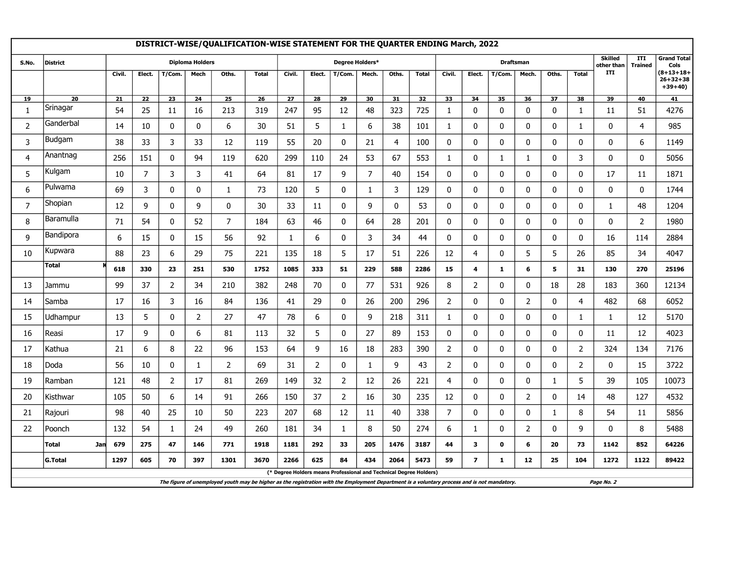## DISTRICT-WISE/QUALIFICATION-WISE STATEMENT FOR THE QUARTER ENDING March, 2022

| S.No. | District | Diploma Holders | | | | | | Degree Holders* | | | | | | Draftsman | | | | | | Skilled other than ITI | ITI Trained | Grand Total Cols (8+13+18+26+32+38+39+40) |
|---|---|---|---|---|---|---|---|---|---|---|---|---|---|---|---|---|---|---|---|---|---|---|
| | | Civil. | Elect. | T/Com. | Mech | Oths. | Total | Civil. | Elect. | T/Com. | Mech. | Oths. | Total | Civil. | Elect. | T/Com. | Mech. | Oths. | Total | | | |
| 19 | 20 | 21 | 22 | 23 | 24 | 25 | 26 | 27 | 28 | 29 | 30 | 31 | 32 | 33 | 34 | 35 | 36 | 37 | 38 | 39 | 40 | 41 |
| 1 | Srinagar | 54 | 25 | 11 | 16 | 213 | 319 | 247 | 95 | 12 | 48 | 323 | 725 | 1 | 0 | 0 | 0 | 0 | 1 | 11 | 51 | 4276 |
| 2 | Ganderbal | 14 | 10 | 0 | 0 | 6 | 30 | 51 | 5 | 1 | 6 | 38 | 101 | 1 | 0 | 0 | 0 | 0 | 1 | 0 | 4 | 985 |
| 3 | Budgam | 38 | 33 | 3 | 33 | 12 | 119 | 55 | 20 | 0 | 21 | 4 | 100 | 0 | 0 | 0 | 0 | 0 | 0 | 0 | 6 | 1149 |
| 4 | Anantnag | 256 | 151 | 0 | 94 | 119 | 620 | 299 | 110 | 24 | 53 | 67 | 553 | 1 | 0 | 1 | 1 | 0 | 3 | 0 | 0 | 5056 |
| 5 | Kulgam | 10 | 7 | 3 | 3 | 41 | 64 | 81 | 17 | 9 | 7 | 40 | 154 | 0 | 0 | 0 | 0 | 0 | 0 | 17 | 11 | 1871 |
| 6 | Pulwama | 69 | 3 | 0 | 0 | 1 | 73 | 120 | 5 | 0 | 1 | 3 | 129 | 0 | 0 | 0 | 0 | 0 | 0 | 0 | 0 | 1744 |
| 7 | Shopian | 12 | 9 | 0 | 9 | 0 | 30 | 33 | 11 | 0 | 9 | 0 | 53 | 0 | 0 | 0 | 0 | 0 | 0 | 1 | 48 | 1204 |
| 8 | Baramulla | 71 | 54 | 0 | 52 | 7 | 184 | 63 | 46 | 0 | 64 | 28 | 201 | 0 | 0 | 0 | 0 | 0 | 0 | 0 | 2 | 1980 |
| 9 | Bandipora | 6 | 15 | 0 | 15 | 56 | 92 | 1 | 6 | 0 | 3 | 34 | 44 | 0 | 0 | 0 | 0 | 0 | 0 | 16 | 114 | 2884 |
| 10 | Kupwara | 88 | 23 | 6 | 29 | 75 | 221 | 135 | 18 | 5 | 17 | 51 | 226 | 12 | 4 | 0 | 5 | 5 | 26 | 85 | 34 | 4047 |
| | **Total K** | **618** | **330** | **23** | **251** | **530** | **1752** | **1085** | **333** | **51** | **229** | **588** | **2286** | **15** | **4** | **1** | **6** | **5** | **31** | **130** | **270** | **25196** |
| 13 | Jammu | 99 | 37 | 2 | 34 | 210 | 382 | 248 | 70 | 0 | 77 | 531 | 926 | 8 | 2 | 0 | 0 | 18 | 28 | 183 | 360 | 12134 |
| 14 | Samba | 17 | 16 | 3 | 16 | 84 | 136 | 41 | 29 | 0 | 26 | 200 | 296 | 2 | 0 | 0 | 2 | 0 | 4 | 482 | 68 | 6052 |
| 15 | Udhampur | 13 | 5 | 0 | 2 | 27 | 47 | 78 | 6 | 0 | 9 | 218 | 311 | 1 | 0 | 0 | 0 | 0 | 1 | 1 | 12 | 5170 |
| 16 | Reasi | 17 | 9 | 0 | 6 | 81 | 113 | 32 | 5 | 0 | 27 | 89 | 153 | 0 | 0 | 0 | 0 | 0 | 0 | 11 | 12 | 4023 |
| 17 | Kathua | 21 | 6 | 8 | 22 | 96 | 153 | 64 | 9 | 16 | 18 | 283 | 390 | 2 | 0 | 0 | 0 | 0 | 2 | 324 | 134 | 7176 |
| 18 | Doda | 56 | 10 | 0 | 1 | 2 | 69 | 31 | 2 | 0 | 1 | 9 | 43 | 2 | 0 | 0 | 0 | 0 | 2 | 0 | 15 | 3722 |
| 19 | Ramban | 121 | 48 | 2 | 17 | 81 | 269 | 149 | 32 | 2 | 12 | 26 | 221 | 4 | 0 | 0 | 0 | 1 | 5 | 39 | 105 | 10073 |
| 20 | Kisthwar | 105 | 50 | 6 | 14 | 91 | 266 | 150 | 37 | 2 | 16 | 30 | 235 | 12 | 0 | 0 | 2 | 0 | 14 | 48 | 127 | 4532 |
| 21 | Rajouri | 98 | 40 | 25 | 10 | 50 | 223 | 207 | 68 | 12 | 11 | 40 | 338 | 7 | 0 | 0 | 0 | 1 | 8 | 54 | 11 | 5856 |
| 22 | Poonch | 132 | 54 | 1 | 24 | 49 | 260 | 181 | 34 | 1 | 8 | 50 | 274 | 6 | 1 | 0 | 2 | 0 | 9 | 0 | 8 | 5488 |
| | **Total Jan** | **679** | **275** | **47** | **146** | **771** | **1918** | **1181** | **292** | **33** | **205** | **1476** | **3187** | **44** | **3** | **0** | **6** | **20** | **73** | **1142** | **852** | **64226** |
| | **G.Total** | **1297** | **605** | **70** | **397** | **1301** | **3670** | **2266** | **625** | **84** | **434** | **2064** | **5473** | **59** | **7** | **1** | **12** | **25** | **104** | **1272** | **1122** | **89422** |

**(* Degree Holders means Professional and Technical Degree Holders)**

***The figure of unemployed youth may be higher as the registration with the Employment Department is a voluntary process and is not mandatory.***